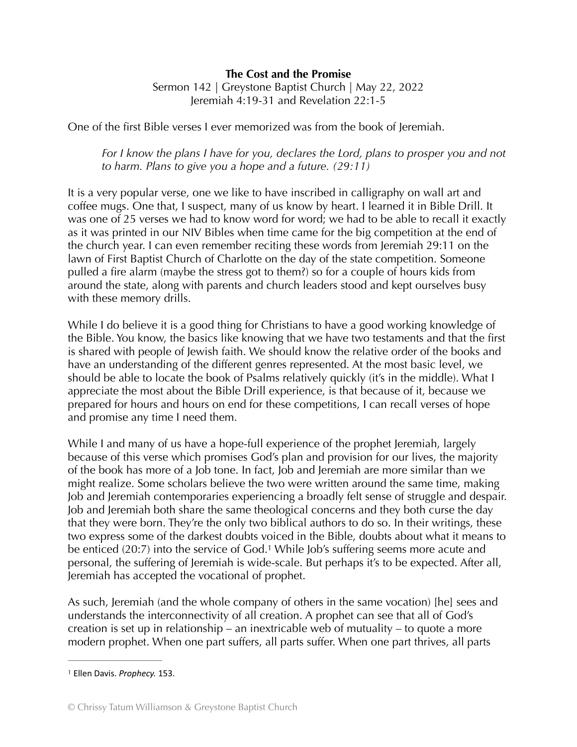**The Cost and the Promise**

Sermon 142 | Greystone Baptist Church | May 22, 2022
Jeremiah 4:19-31 and Revelation 22:1-5

One of the first Bible verses I ever memorized was from the book of Jeremiah.

> *For I know the plans I have for you, declares the Lord, plans to prosper you and not to harm. Plans to give you a hope and a future. (29:11)*

It is a very popular verse, one we like to have inscribed in calligraphy on wall art and coffee mugs. One that, I suspect, many of us know by heart. I learned it in Bible Drill. It was one of 25 verses we had to know word for word; we had to be able to recall it exactly as it was printed in our NIV Bibles when time came for the big competition at the end of the church year. I can even remember reciting these words from Jeremiah 29:11 on the lawn of First Baptist Church of Charlotte on the day of the state competition. Someone pulled a fire alarm (maybe the stress got to them?) so for a couple of hours kids from around the state, along with parents and church leaders stood and kept ourselves busy with these memory drills.

While I do believe it is a good thing for Christians to have a good working knowledge of the Bible. You know, the basics like knowing that we have two testaments and that the first is shared with people of Jewish faith. We should know the relative order of the books and have an understanding of the different genres represented. At the most basic level, we should be able to locate the book of Psalms relatively quickly (it's in the middle). What I appreciate the most about the Bible Drill experience, is that because of it, because we prepared for hours and hours on end for these competitions, I can recall verses of hope and promise any time I need them.

While I and many of us have a hope-full experience of the prophet Jeremiah, largely because of this verse which promises God's plan and provision for our lives, the majority of the book has more of a Job tone. In fact, Job and Jeremiah are more similar than we might realize. Some scholars believe the two were written around the same time, making Job and Jeremiah contemporaries experiencing a broadly felt sense of struggle and despair. Job and Jeremiah both share the same theological concerns and they both curse the day that they were born. They're the only two biblical authors to do so. In their writings, these two express some of the darkest doubts voiced in the Bible, doubts about what it means to be enticed (20:7) into the service of God.[1] While Job's suffering seems more acute and personal, the suffering of Jeremiah is wide-scale. But perhaps it's to be expected. After all, Jeremiah has accepted the vocational of prophet.

As such, Jeremiah (and the whole company of others in the same vocation) [he] sees and understands the interconnectivity of all creation. A prophet can see that all of God's creation is set up in relationship – an inextricable web of mutuality – to quote a more modern prophet. When one part suffers, all parts suffer. When one part thrives, all parts

---

[1] Ellen Davis. *Prophecy.* 153.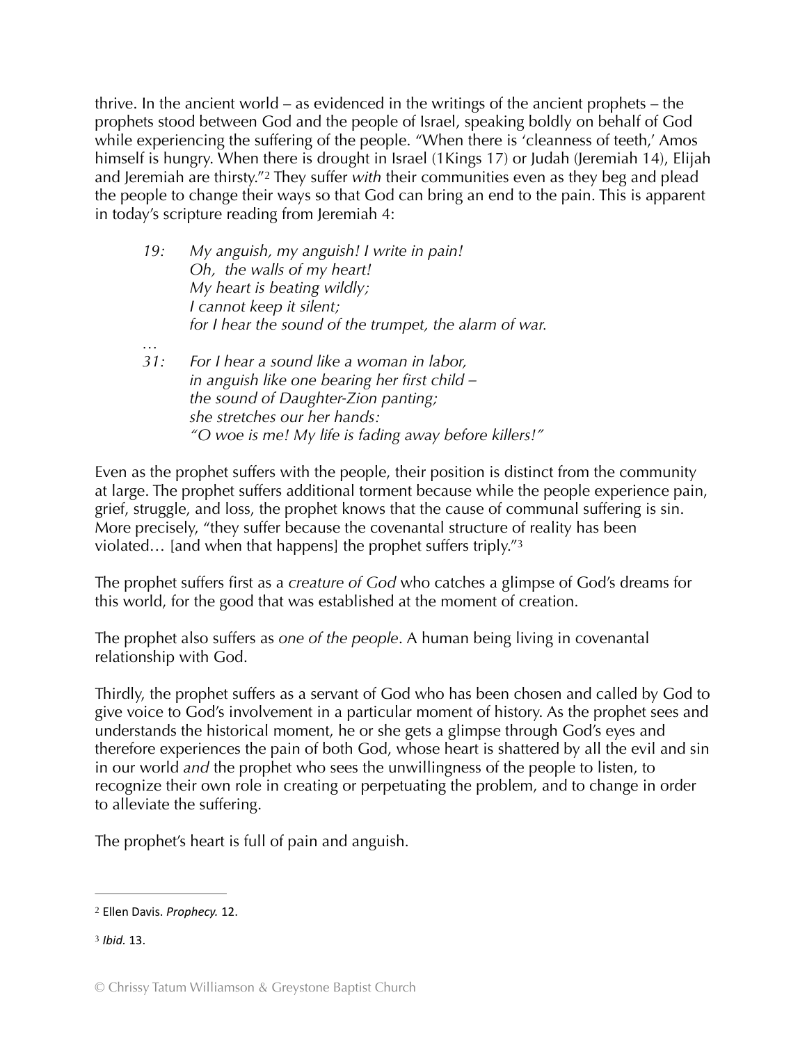thrive. In the ancient world – as evidenced in the writings of the ancient prophets – the prophets stood between God and the people of Israel, speaking boldly on behalf of God while experiencing the suffering of the people. "When there is 'cleanness of teeth,' Amos himself is hungry. When there is drought in Israel (1Kings 17) or Judah (Jeremiah 14), Elijah and Jeremiah are thirsty."[2] They suffer *with* their communities even as they beg and plead the people to change their ways so that God can bring an end to the pain. This is apparent in today's scripture reading from Jeremiah 4:

> *19: My anguish, my anguish! I write in pain!*
> *Oh, the walls of my heart!*
> *My heart is beating wildly;*
> *I cannot keep it silent;*
> *for I hear the sound of the trumpet, the alarm of war.*
>
> …
>
> *31: For I hear a sound like a woman in labor,*
> *in anguish like one bearing her first child –*
> *the sound of Daughter-Zion panting;*
> *she stretches our her hands:*
> *"O woe is me! My life is fading away before killers!"*

Even as the prophet suffers with the people, their position is distinct from the community at large. The prophet suffers additional torment because while the people experience pain, grief, struggle, and loss, the prophet knows that the cause of communal suffering is sin. More precisely, "they suffer because the covenantal structure of reality has been violated… [and when that happens] the prophet suffers triply."[3]

The prophet suffers first as a *creature of God* who catches a glimpse of God's dreams for this world, for the good that was established at the moment of creation.

The prophet also suffers as *one of the people*. A human being living in covenantal relationship with God.

Thirdly, the prophet suffers as a servant of God who has been chosen and called by God to give voice to God's involvement in a particular moment of history. As the prophet sees and understands the historical moment, he or she gets a glimpse through God's eyes and therefore experiences the pain of both God, whose heart is shattered by all the evil and sin in our world *and* the prophet who sees the unwillingness of the people to listen, to recognize their own role in creating or perpetuating the problem, and to change in order to alleviate the suffering.

The prophet's heart is full of pain and anguish.

---

[2] Ellen Davis. *Prophecy.* 12.

[3] *Ibid.* 13.

© Chrissy Tatum Williamson & Greystone Baptist Church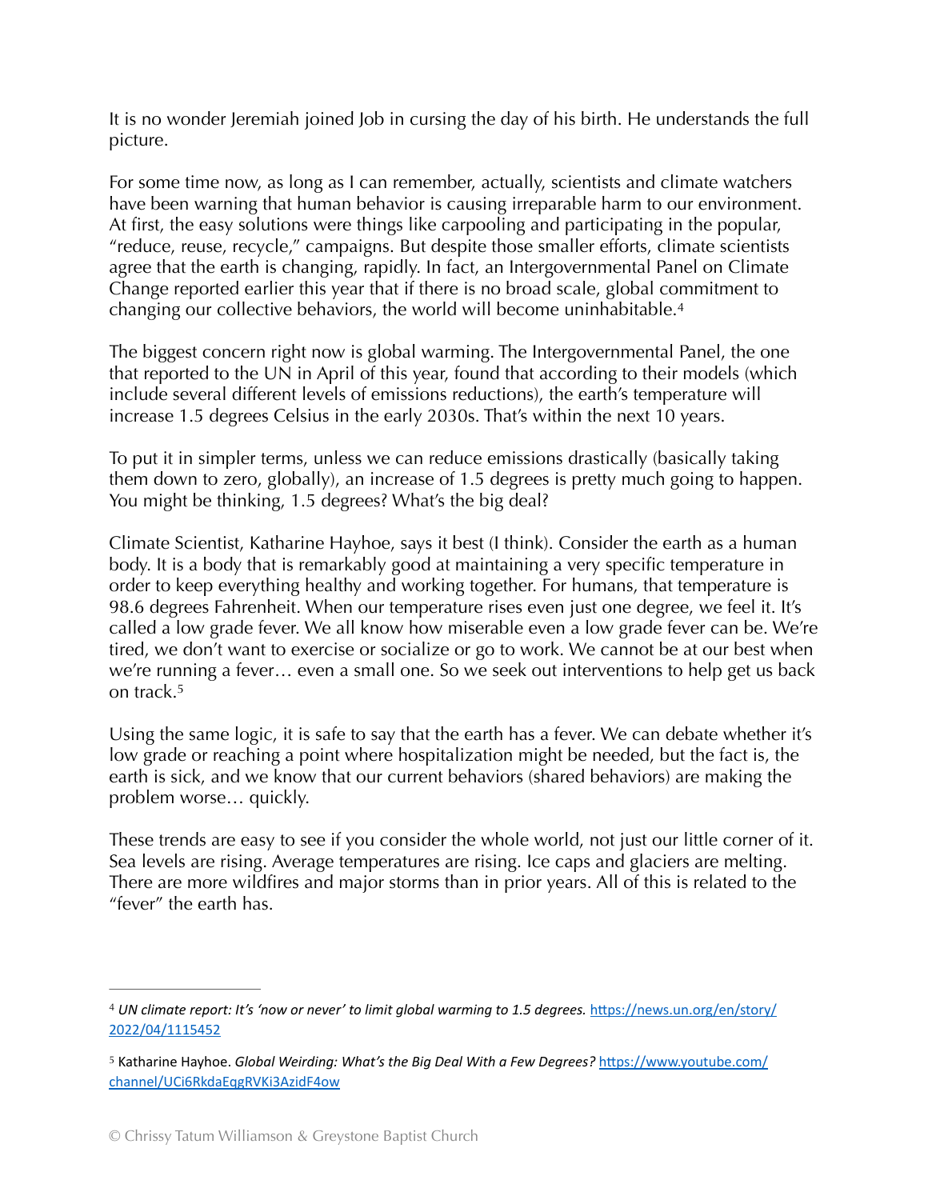It is no wonder Jeremiah joined Job in cursing the day of his birth. He understands the full picture.

For some time now, as long as I can remember, actually, scientists and climate watchers have been warning that human behavior is causing irreparable harm to our environment. At first, the easy solutions were things like carpooling and participating in the popular, "reduce, reuse, recycle," campaigns. But despite those smaller efforts, climate scientists agree that the earth is changing, rapidly. In fact, an Intergovernmental Panel on Climate Change reported earlier this year that if there is no broad scale, global commitment to changing our collective behaviors, the world will become uninhabitable.[4]

The biggest concern right now is global warming. The Intergovernmental Panel, the one that reported to the UN in April of this year, found that according to their models (which include several different levels of emissions reductions), the earth's temperature will increase 1.5 degrees Celsius in the early 2030s. That's within the next 10 years.

To put it in simpler terms, unless we can reduce emissions drastically (basically taking them down to zero, globally), an increase of 1.5 degrees is pretty much going to happen. You might be thinking, 1.5 degrees? What's the big deal?

Climate Scientist, Katharine Hayhoe, says it best (I think). Consider the earth as a human body. It is a body that is remarkably good at maintaining a very specific temperature in order to keep everything healthy and working together. For humans, that temperature is 98.6 degrees Fahrenheit. When our temperature rises even just one degree, we feel it. It's called a low grade fever. We all know how miserable even a low grade fever can be. We're tired, we don't want to exercise or socialize or go to work. We cannot be at our best when we're running a fever… even a small one. So we seek out interventions to help get us back on track.[5]

Using the same logic, it is safe to say that the earth has a fever. We can debate whether it's low grade or reaching a point where hospitalization might be needed, but the fact is, the earth is sick, and we know that our current behaviors (shared behaviors) are making the problem worse… quickly.

These trends are easy to see if you consider the whole world, not just our little corner of it. Sea levels are rising. Average temperatures are rising. Ice caps and glaciers are melting. There are more wildfires and major storms than in prior years. All of this is related to the "fever" the earth has.

---

[4] *UN climate report: It's 'now or never' to limit global warming to 1.5 degrees.* https://news.un.org/en/story/2022/04/1115452

[5] Katharine Hayhoe. *Global Weirding: What's the Big Deal With a Few Degrees?* https://www.youtube.com/channel/UCi6RkdaEqgRVKi3AzidF4ow

© Chrissy Tatum Williamson & Greystone Baptist Church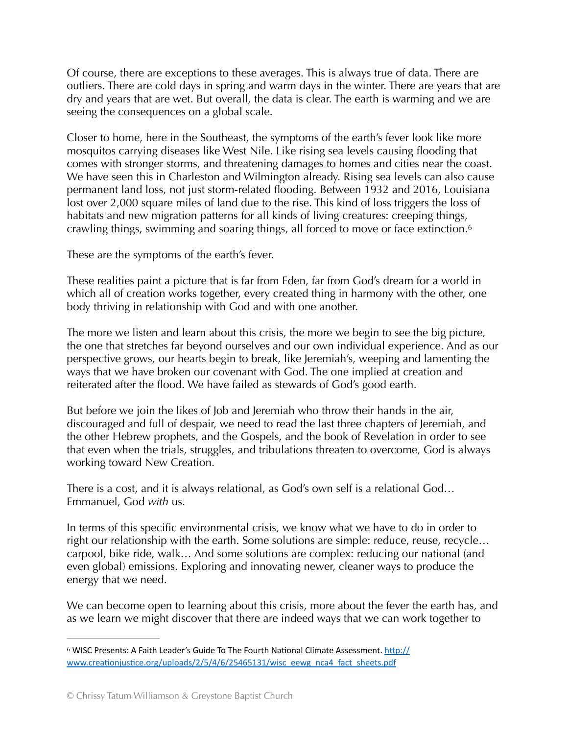Of course, there are exceptions to these averages. This is always true of data. There are outliers. There are cold days in spring and warm days in the winter. There are years that are dry and years that are wet. But overall, the data is clear. The earth is warming and we are seeing the consequences on a global scale.

Closer to home, here in the Southeast, the symptoms of the earth's fever look like more mosquitos carrying diseases like West Nile. Like rising sea levels causing flooding that comes with stronger storms, and threatening damages to homes and cities near the coast. We have seen this in Charleston and Wilmington already. Rising sea levels can also cause permanent land loss, not just storm-related flooding. Between 1932 and 2016, Louisiana lost over 2,000 square miles of land due to the rise. This kind of loss triggers the loss of habitats and new migration patterns for all kinds of living creatures: creeping things, crawling things, swimming and soaring things, all forced to move or face extinction.[6]

These are the symptoms of the earth's fever.

These realities paint a picture that is far from Eden, far from God's dream for a world in which all of creation works together, every created thing in harmony with the other, one body thriving in relationship with God and with one another.

The more we listen and learn about this crisis, the more we begin to see the big picture, the one that stretches far beyond ourselves and our own individual experience. And as our perspective grows, our hearts begin to break, like Jeremiah's, weeping and lamenting the ways that we have broken our covenant with God. The one implied at creation and reiterated after the flood. We have failed as stewards of God's good earth.

But before we join the likes of Job and Jeremiah who throw their hands in the air, discouraged and full of despair, we need to read the last three chapters of Jeremiah, and the other Hebrew prophets, and the Gospels, and the book of Revelation in order to see that even when the trials, struggles, and tribulations threaten to overcome, God is always working toward New Creation.

There is a cost, and it is always relational, as God's own self is a relational God… Emmanuel, God *with* us.

In terms of this specific environmental crisis, we know what we have to do in order to right our relationship with the earth. Some solutions are simple: reduce, reuse, recycle… carpool, bike ride, walk… And some solutions are complex: reducing our national (and even global) emissions. Exploring and innovating newer, cleaner ways to produce the energy that we need.

We can become open to learning about this crisis, more about the fever the earth has, and as we learn we might discover that there are indeed ways that we can work together to

---

[6] WISC Presents: A Faith Leader's Guide To The Fourth National Climate Assessment. http://www.creationjustice.org/uploads/2/5/4/6/25465131/wisc_eewg_nca4_fact_sheets.pdf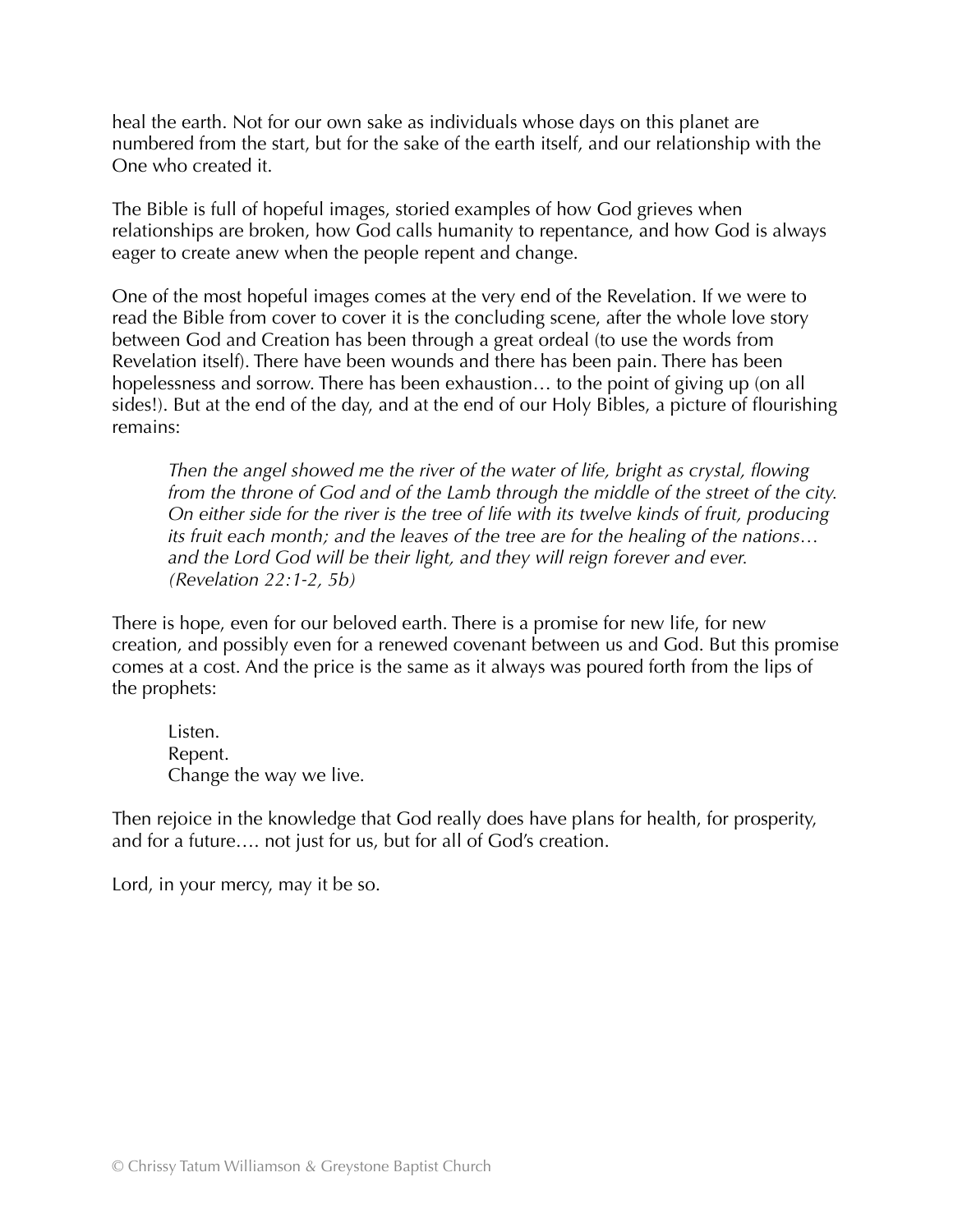heal the earth. Not for our own sake as individuals whose days on this planet are numbered from the start, but for the sake of the earth itself, and our relationship with the One who created it.

The Bible is full of hopeful images, storied examples of how God grieves when relationships are broken, how God calls humanity to repentance, and how God is always eager to create anew when the people repent and change.

One of the most hopeful images comes at the very end of the Revelation. If we were to read the Bible from cover to cover it is the concluding scene, after the whole love story between God and Creation has been through a great ordeal (to use the words from Revelation itself). There have been wounds and there has been pain. There has been hopelessness and sorrow. There has been exhaustion… to the point of giving up (on all sides!). But at the end of the day, and at the end of our Holy Bibles, a picture of flourishing remains:

> *Then the angel showed me the river of the water of life, bright as crystal, flowing from the throne of God and of the Lamb through the middle of the street of the city. On either side for the river is the tree of life with its twelve kinds of fruit, producing its fruit each month; and the leaves of the tree are for the healing of the nations… and the Lord God will be their light, and they will reign forever and ever. (Revelation 22:1-2, 5b)*

There is hope, even for our beloved earth. There is a promise for new life, for new creation, and possibly even for a renewed covenant between us and God. But this promise comes at a cost. And the price is the same as it always was poured forth from the lips of the prophets:

> Listen.
> Repent.
> Change the way we live.

Then rejoice in the knowledge that God really does have plans for health, for prosperity, and for a future…. not just for us, but for all of God's creation.

Lord, in your mercy, may it be so.

© Chrissy Tatum Williamson & Greystone Baptist Church